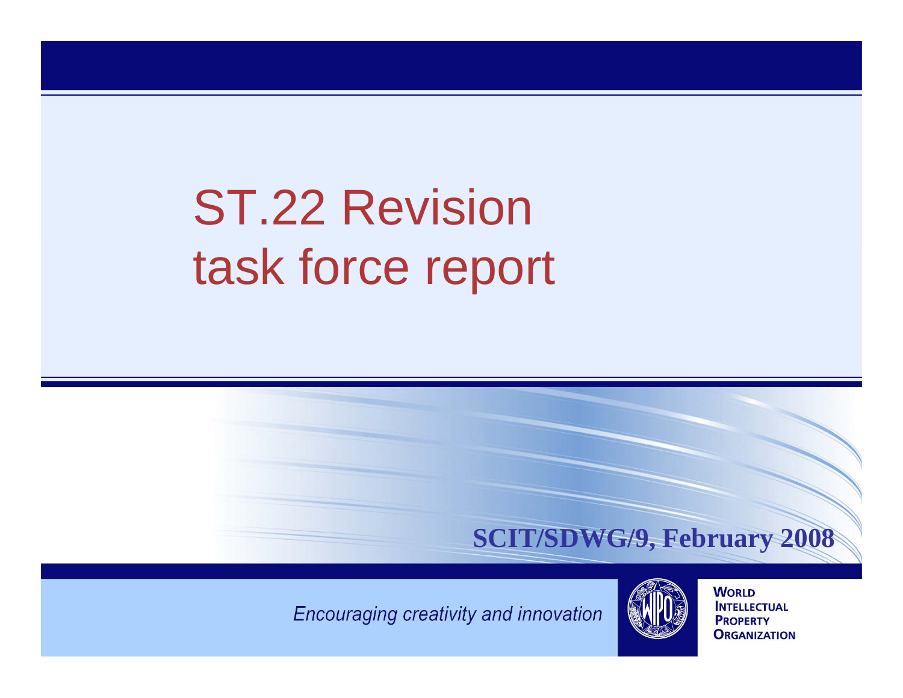# ST.22 Revision task force report

**SCIT/SDWG/9, February 2008**

*Encouraging creativity and innovation*

WORLD INTELLECTUAL PROPERTY ORGANIZATION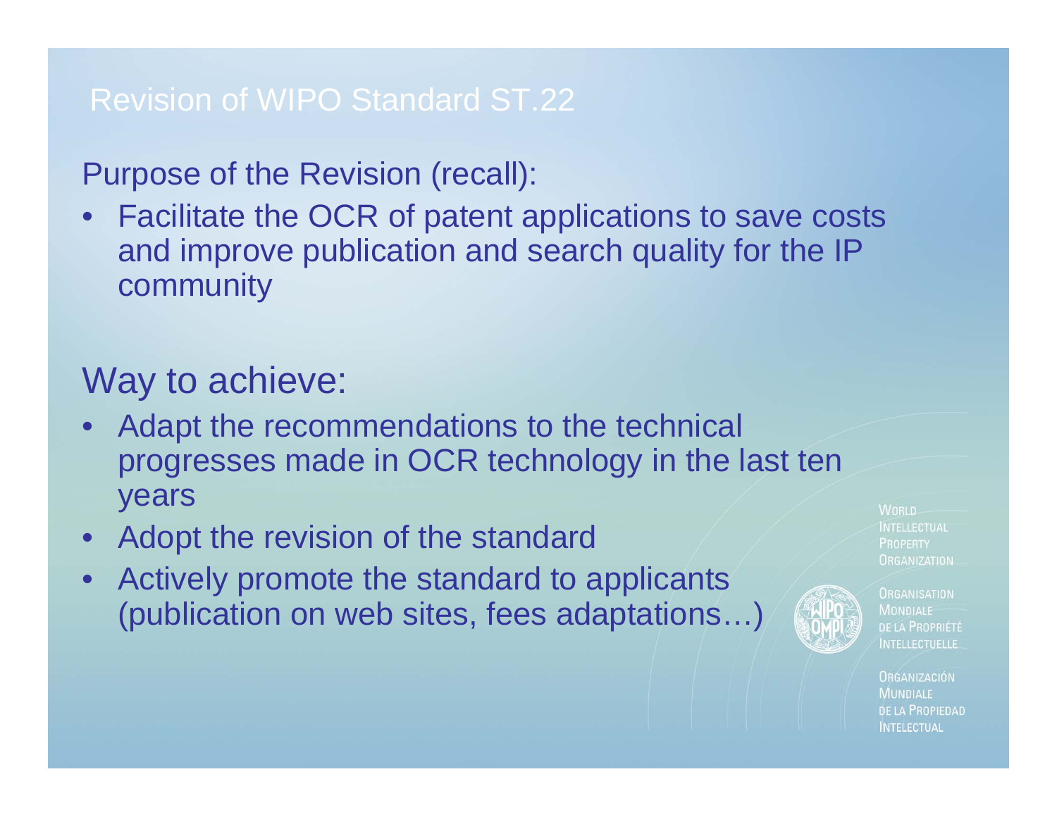# Revision of WIPO Standard ST.22

## Purpose of the Revision (recall):

- Facilitate the OCR of patent applications to save costs and improve publication and search quality for the IP community

## Way to achieve:

- Adapt the recommendations to the technical progresses made in OCR technology in the last ten years
- Adopt the revision of the standard
- Actively promote the standard to applicants (publication on web sites, fees adaptations…)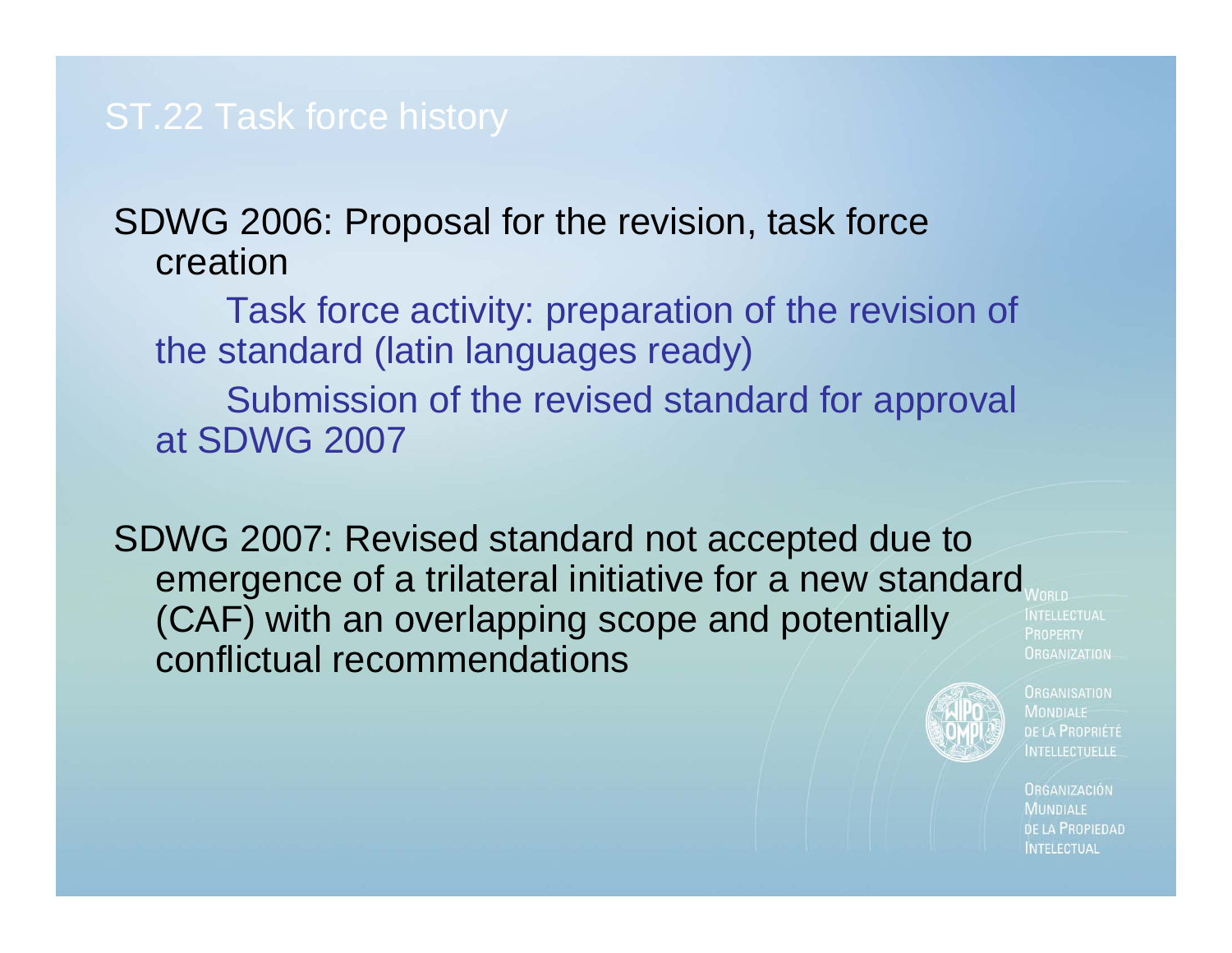# ST.22 Task force history

SDWG 2006: Proposal for the revision, task force creation

- Task force activity: preparation of the revision of the standard (latin languages ready)
- Submission of the revised standard for approval at SDWG 2007

SDWG 2007: Revised standard not accepted due to emergence of a trilateral initiative for a new standard (CAF) with an overlapping scope and potentially conflictual recommendations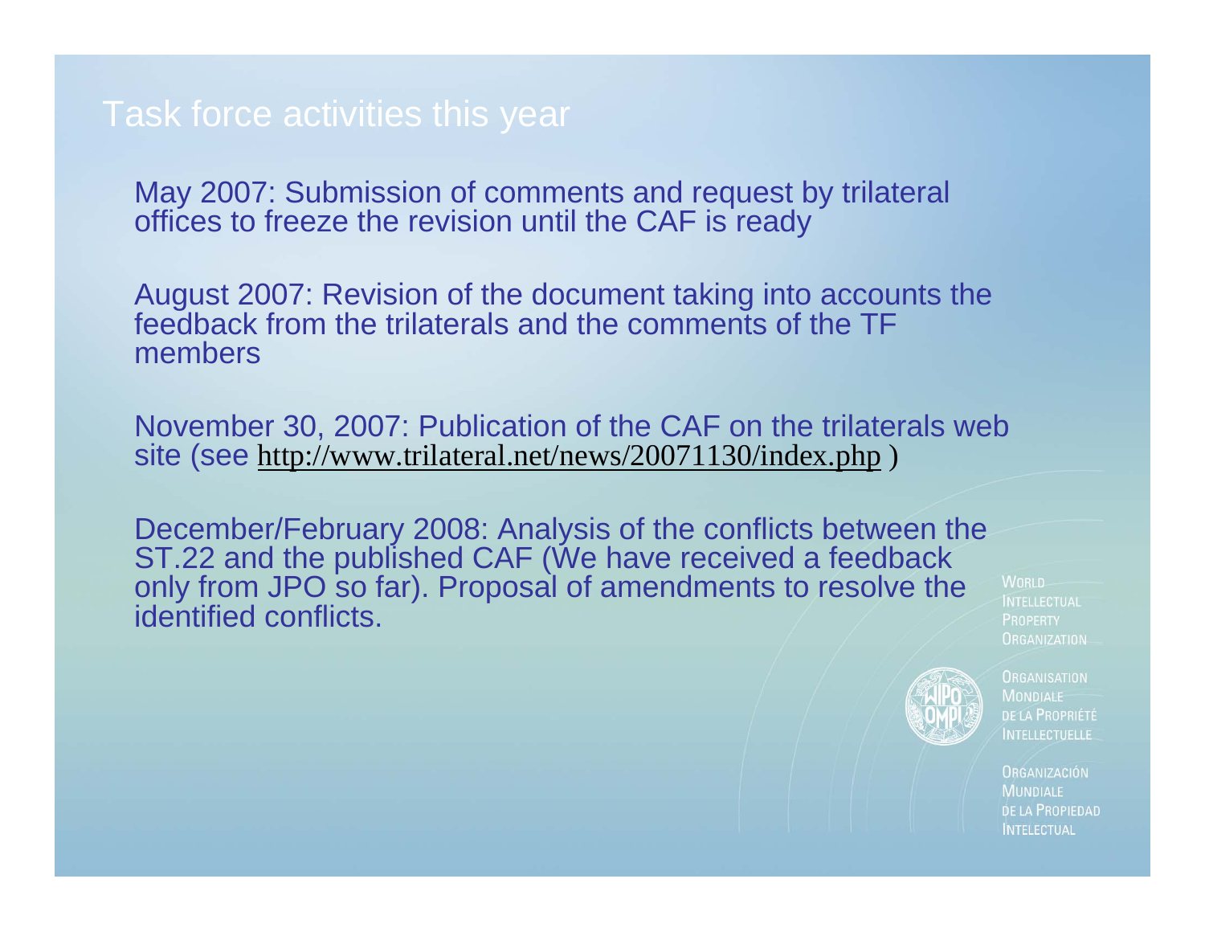# Task force activities this year

May 2007: Submission of comments and request by trilateral offices to freeze the revision until the CAF is ready

August 2007: Revision of the document taking into accounts the feedback from the trilaterals and the comments of the TF members

November 30, 2007: Publication of the CAF on the trilaterals web site (see http://www.trilateral.net/news/20071130/index.php )

December/February 2008: Analysis of the conflicts between the ST.22 and the published CAF (We have received a feedback only from JPO so far). Proposal of amendments to resolve the identified conflicts.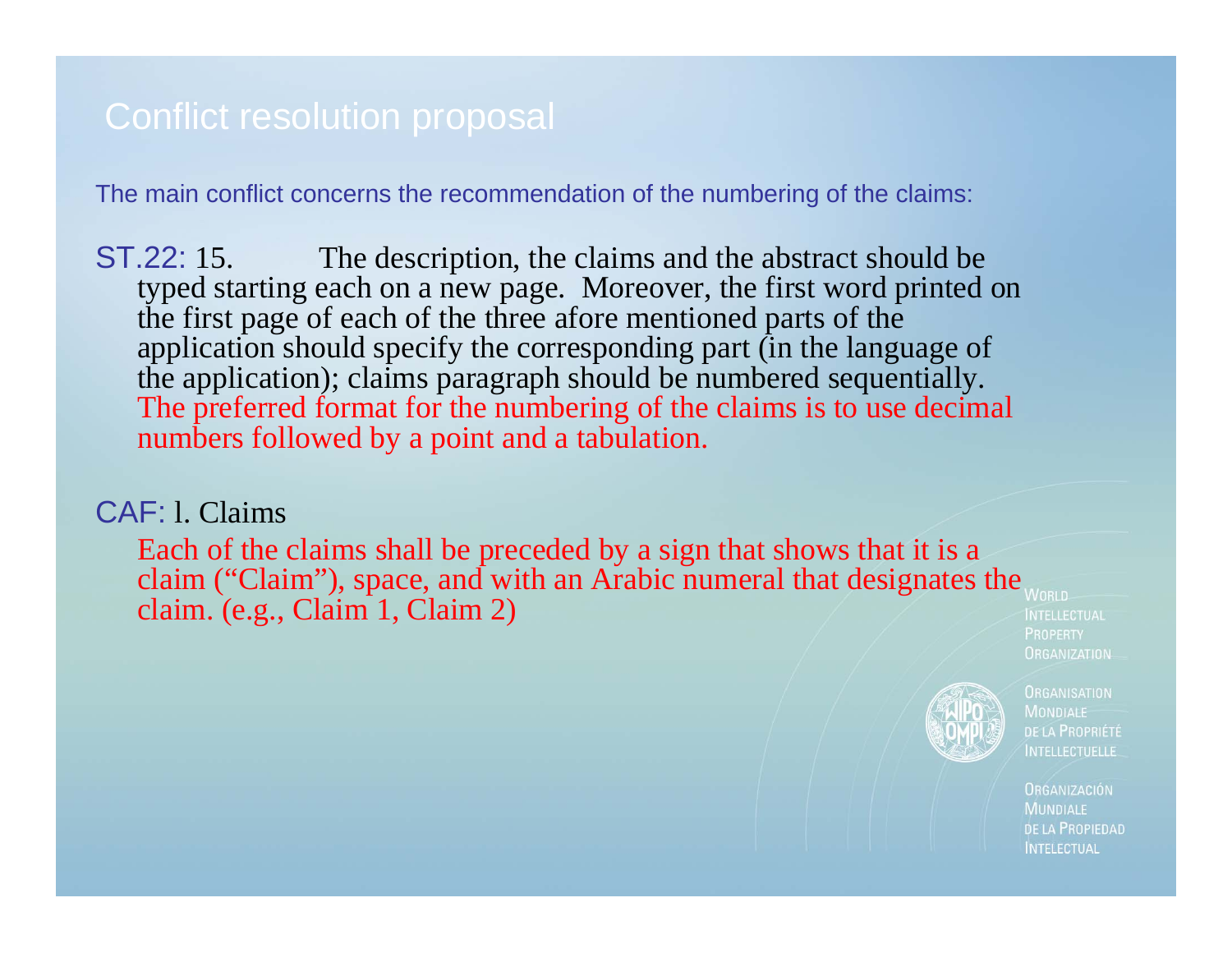# Conflict resolution proposal

The main conflict concerns the recommendation of the numbering of the claims:

ST.22: 15. The description, the claims and the abstract should be typed starting each on a new page. Moreover, the first word printed on the first page of each of the three afore mentioned parts of the application should specify the corresponding part (in the language of the application); claims paragraph should be numbered sequentially. The preferred format for the numbering of the claims is to use decimal numbers followed by a point and a tabulation.

CAF: l. Claims

Each of the claims shall be preceded by a sign that shows that it is a claim ("Claim"), space, and with an Arabic numeral that designates the claim. (e.g., Claim 1, Claim 2)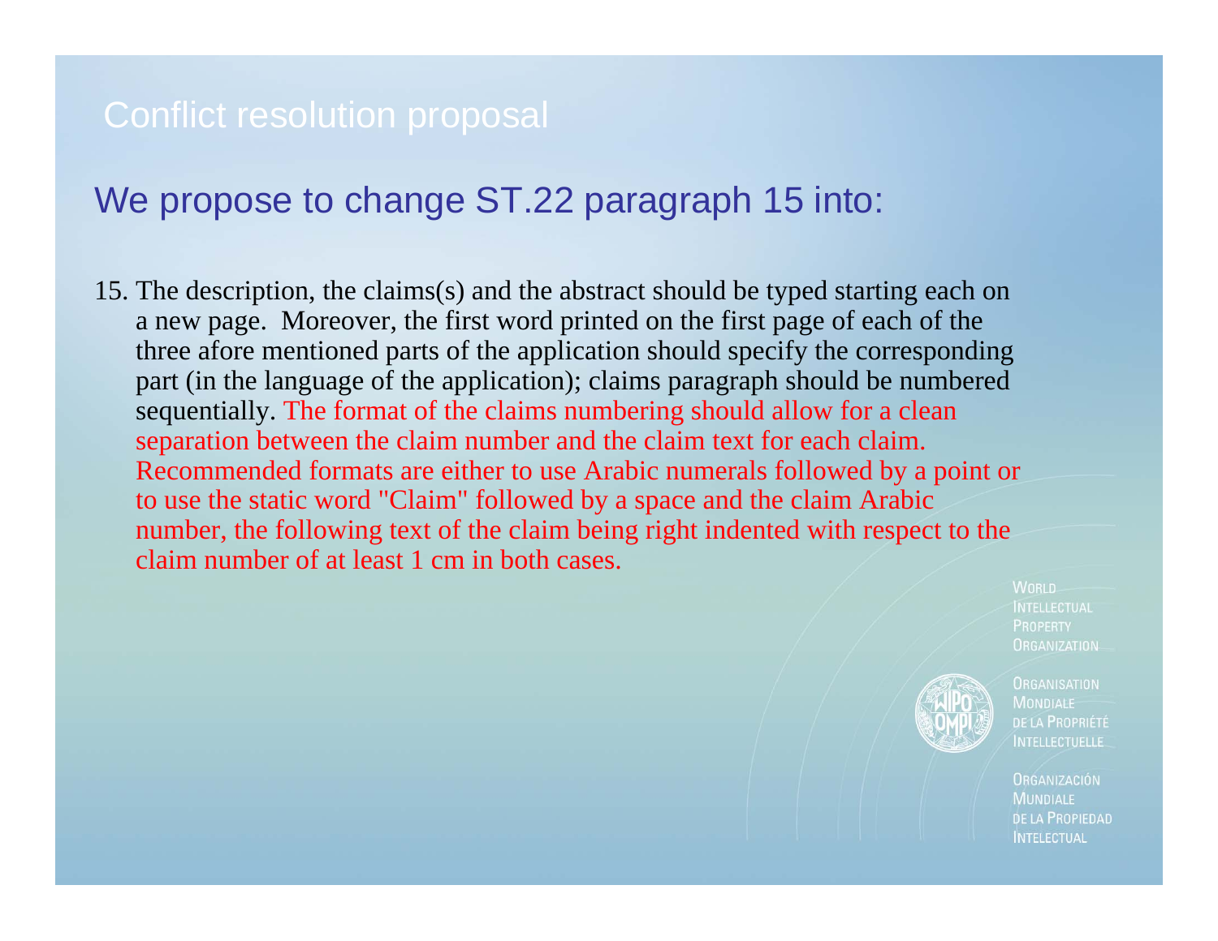# Conflict resolution proposal

## We propose to change ST.22 paragraph 15 into:

15. The description, the claims(s) and the abstract should be typed starting each on a new page. Moreover, the first word printed on the first page of each of the three afore mentioned parts of the application should specify the corresponding part (in the language of the application); claims paragraph should be numbered sequentially. The format of the claims numbering should allow for a clean separation between the claim number and the claim text for each claim. Recommended formats are either to use Arabic numerals followed by a point or to use the static word "Claim" followed by a space and the claim Arabic number, the following text of the claim being right indented with respect to the claim number of at least 1 cm in both cases.

WORLD INTELLECTUAL PROPERTY ORGANIZATION

ORGANISATION MONDIALE DE LA PROPRIÉTÉ INTELLECTUELLE

ORGANIZACIÓN MUNDIALE DE LA PROPIEDAD INTELECTUAL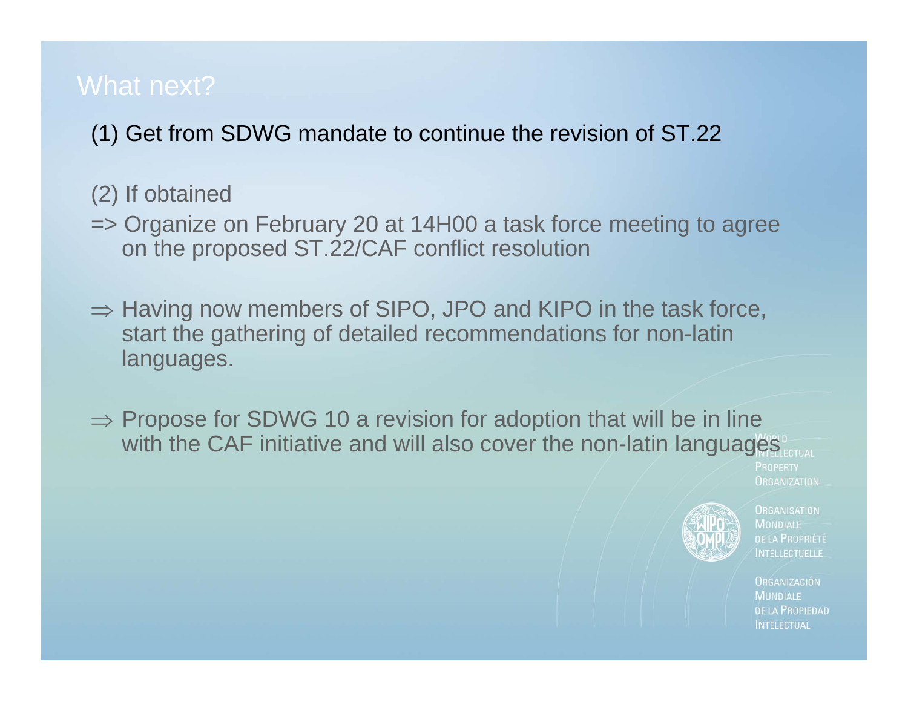# What next?

(1) Get from SDWG mandate to continue the revision of ST.22

(2) If obtained

=> Organize on February 20 at 14H00 a task force meeting to agree on the proposed ST.22/CAF conflict resolution

⇒ Having now members of SIPO, JPO and KIPO in the task force, start the gathering of detailed recommendations for non-latin languages.

⇒ Propose for SDWG 10 a revision for adoption that will be in line with the CAF initiative and will also cover the non-latin languages

WORLD INTELLECTUAL PROPERTY ORGANIZATION

ORGANISATION MONDIALE DE LA PROPRIÉTÉ INTELLECTUELLE

ORGANIZACIÓN MUNDIALE DE LA PROPIEDAD INTELECTUAL